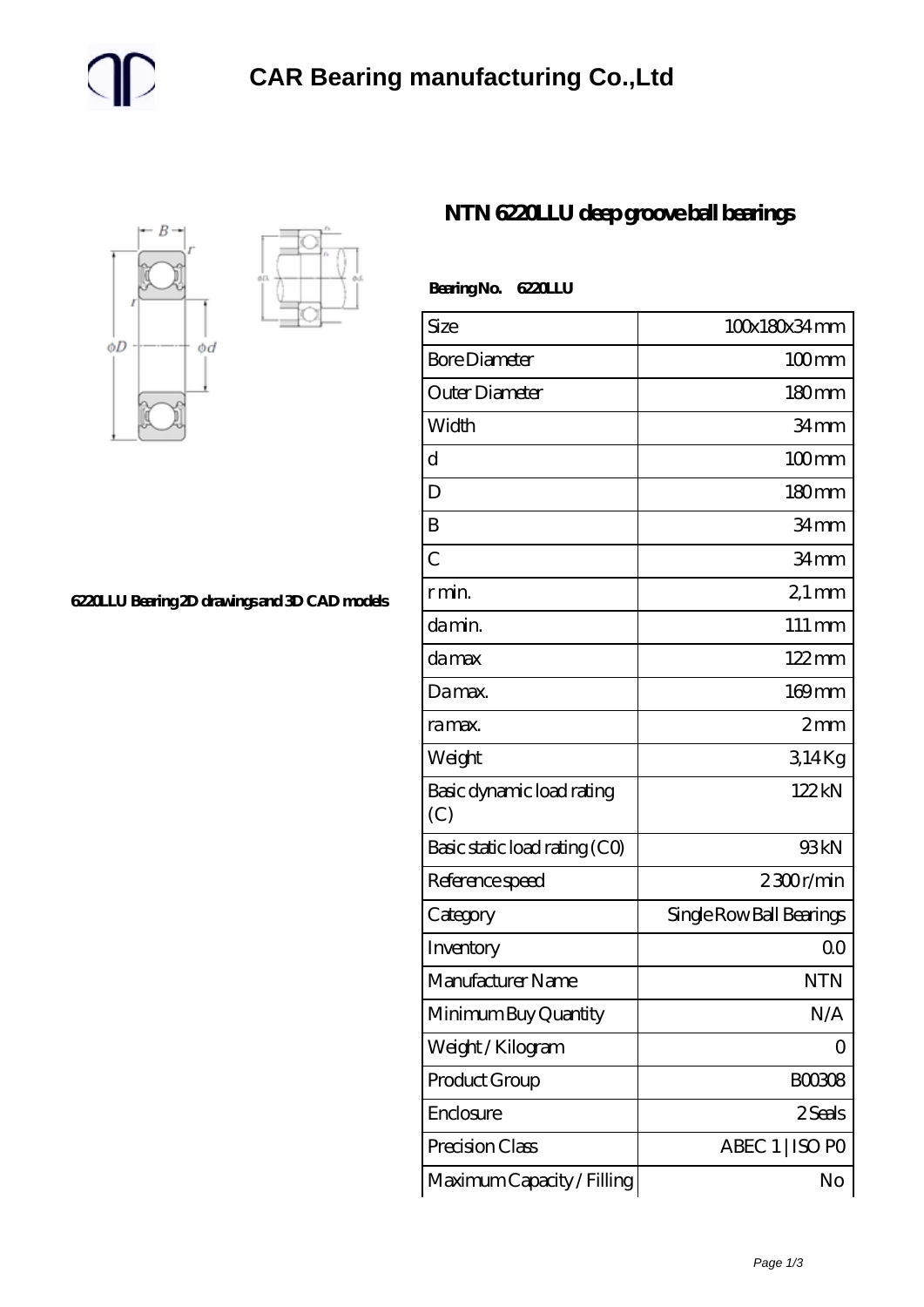# CAR Bearing manufacturing Co.,Ltd

## NTN 6220LLU deep groove ball bearings

6220LLU Bearing 2D drawings and 3D CAD models

**Bearing No. 6220LLU**

| Size | 100x180x34 mm |
|---|---|
| Bore Diameter | 100 mm |
| Outer Diameter | 180 mm |
| Width | 34 mm |
| d | 100 mm |
| D | 180 mm |
| B | 34 mm |
| C | 34 mm |
| r min. | 2,1 mm |
| da min. | 111 mm |
| da max | 122 mm |
| Da max. | 169 mm |
| ra max. | 2 mm |
| Weight | 3,14 Kg |
| Basic dynamic load rating (C) | 122 kN |
| Basic static load rating (C0) | 93 kN |
| Reference speed | 2 300 r/min |
| Category | Single Row Ball Bearings |
| Inventory | 0.0 |
| Manufacturer Name | NTN |
| Minimum Buy Quantity | N/A |
| Weight / Kilogram | 0 |
| Product Group | B00308 |
| Enclosure | 2 Seals |
| Precision Class | ABEC 1 \| ISO P0 |
| Maximum Capacity / Filling | No |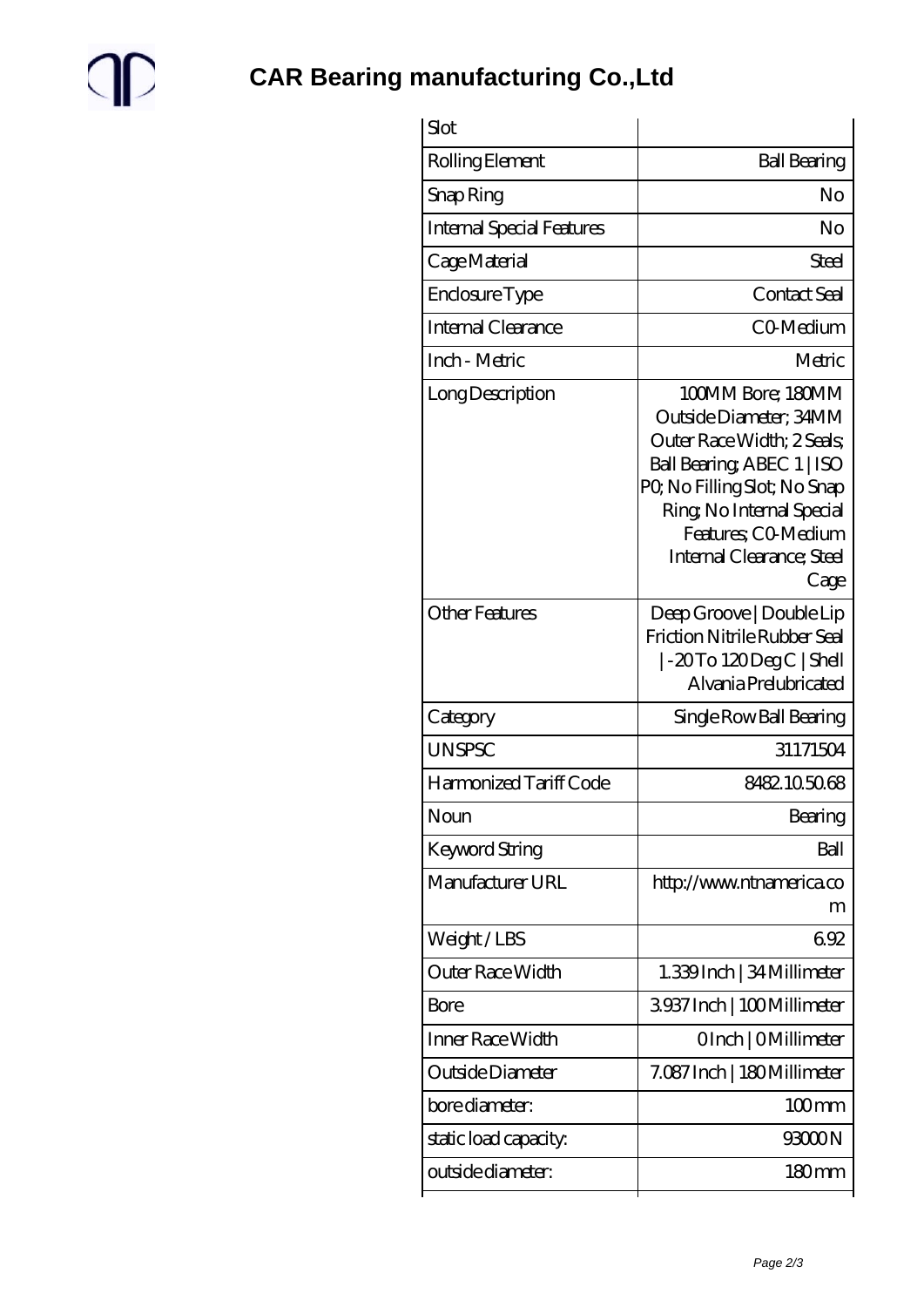# CAR Bearing manufacturing Co.,Ltd

| | |
|---|---|
| Slot | |
| Rolling Element | Ball Bearing |
| Snap Ring | No |
| Internal Special Features | No |
| Cage Material | Steel |
| Enclosure Type | Contact Seal |
| Internal Clearance | C0-Medium |
| Inch - Metric | Metric |
| Long Description | 100MM Bore; 180MM Outside Diameter; 34MM Outer Race Width; 2 Seals; Ball Bearing; ABEC 1 \| ISO P0; No Filling Slot; No Snap Ring; No Internal Special Features; C0-Medium Internal Clearance; Steel Cage |
| Other Features | Deep Groove \| Double Lip Friction Nitrile Rubber Seal \| -20 To 120 Deg C \| Shell Alvania Prelubricated |
| Category | Single Row Ball Bearing |
| UNSPSC | 31171504 |
| Harmonized Tariff Code | 8482.10.50.68 |
| Noun | Bearing |
| Keyword String | Ball |
| Manufacturer URL | http://www.ntnamerica.com |
| Weight / LBS | 6.92 |
| Outer Race Width | 1.339 Inch \| 34 Millimeter |
| Bore | 3.937 Inch \| 100 Millimeter |
| Inner Race Width | 0 Inch \| 0 Millimeter |
| Outside Diameter | 7.087 Inch \| 180 Millimeter |
| bore diameter: | 100 mm |
| static load capacity: | 93000 N |
| outside diameter: | 180 mm |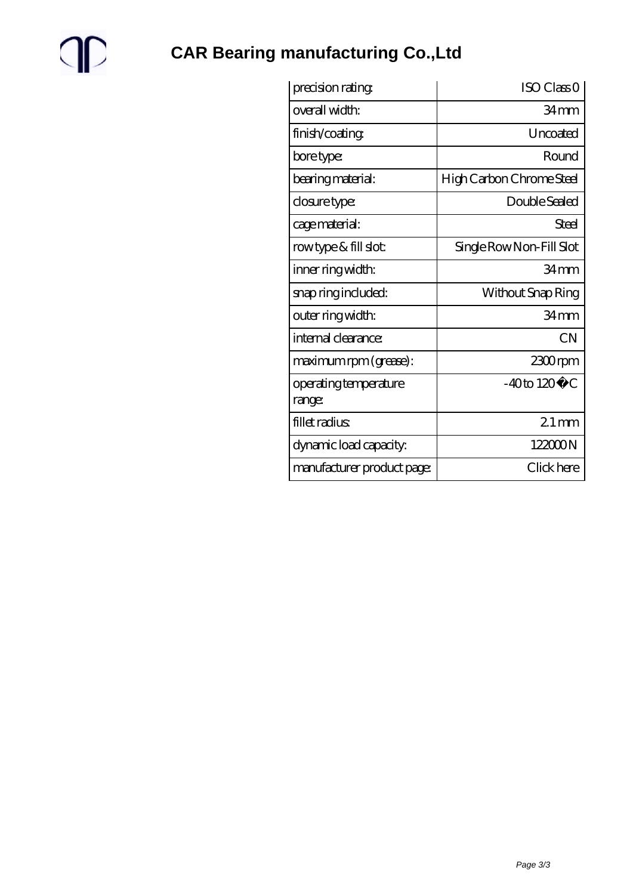# CAR Bearing manufacturing Co.,Ltd

| | |
|---|---|
| precision rating: | ISO Class 0 |
| overall width: | 34 mm |
| finish/coating: | Uncoated |
| bore type: | Round |
| bearing material: | High Carbon Chrome Steel |
| closure type: | Double Sealed |
| cage material: | Steel |
| row type & fill slot: | Single Row Non-Fill Slot |
| inner ring width: | 34 mm |
| snap ring included: | Without Snap Ring |
| outer ring width: | 34 mm |
| internal clearance: | CN |
| maximum rpm (grease): | 2300 rpm |
| operating temperature range: | -40 to 120 �C |
| fillet radius: | 2.1 mm |
| dynamic load capacity: | 122000 N |
| manufacturer product page: | Click here |